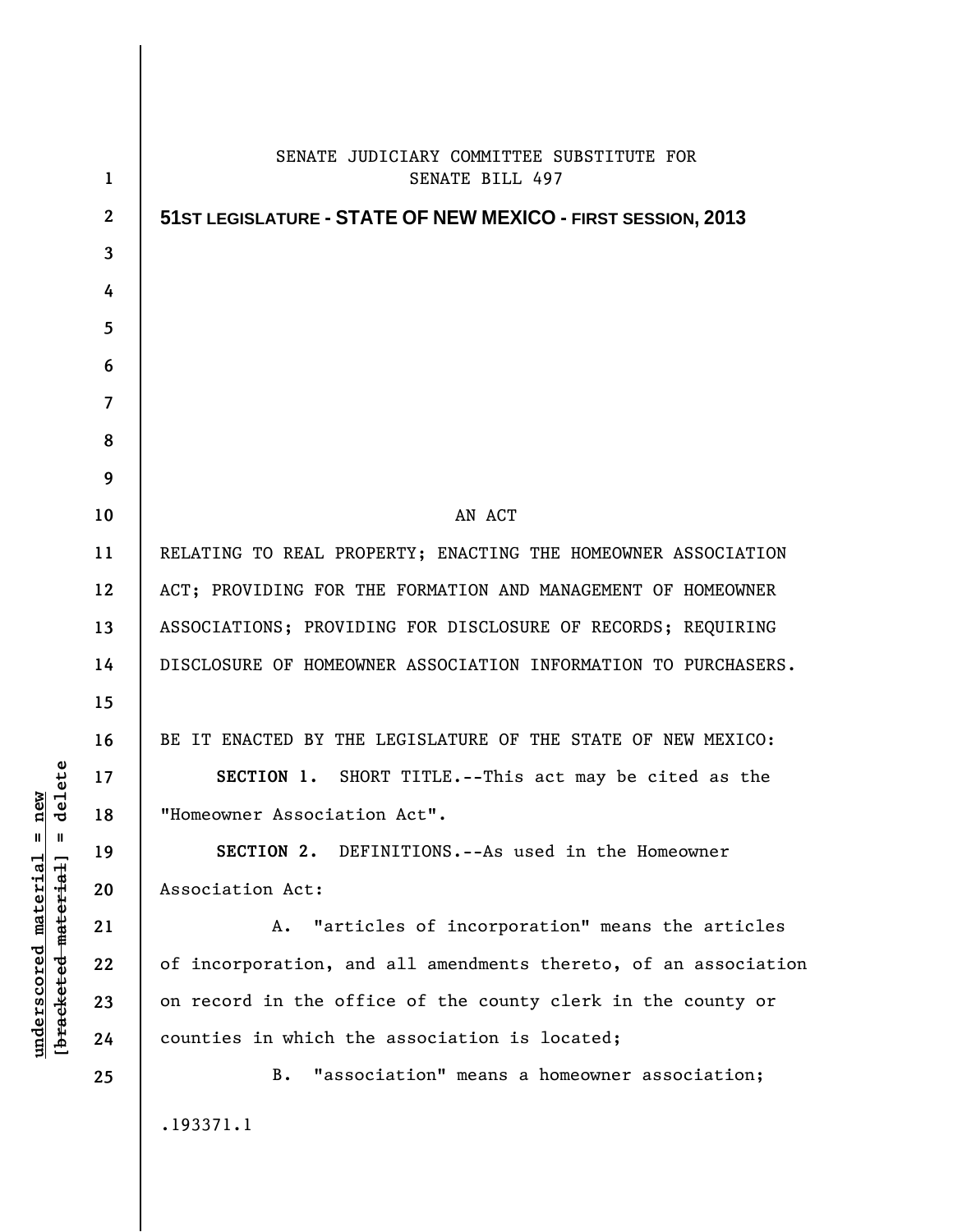SENATE JUDICIARY COMMITTEE SUBSTITUTE FOR
SENATE BILL 497

**51ST LEGISLATURE - STATE OF NEW MEXICO - FIRST SESSION, 2013**

AN ACT

RELATING TO REAL PROPERTY; ENACTING THE HOMEOWNER ASSOCIATION ACT; PROVIDING FOR THE FORMATION AND MANAGEMENT OF HOMEOWNER ASSOCIATIONS; PROVIDING FOR DISCLOSURE OF RECORDS; REQUIRING DISCLOSURE OF HOMEOWNER ASSOCIATION INFORMATION TO PURCHASERS.

BE IT ENACTED BY THE LEGISLATURE OF THE STATE OF NEW MEXICO:

**SECTION 1.** SHORT TITLE.--This act may be cited as the "Homeowner Association Act".

**SECTION 2.** DEFINITIONS.--As used in the Homeowner Association Act:

A. "articles of incorporation" means the articles of incorporation, and all amendments thereto, of an association on record in the office of the county clerk in the county or counties in which the association is located;

B. "association" means a homeowner association;

.193371.1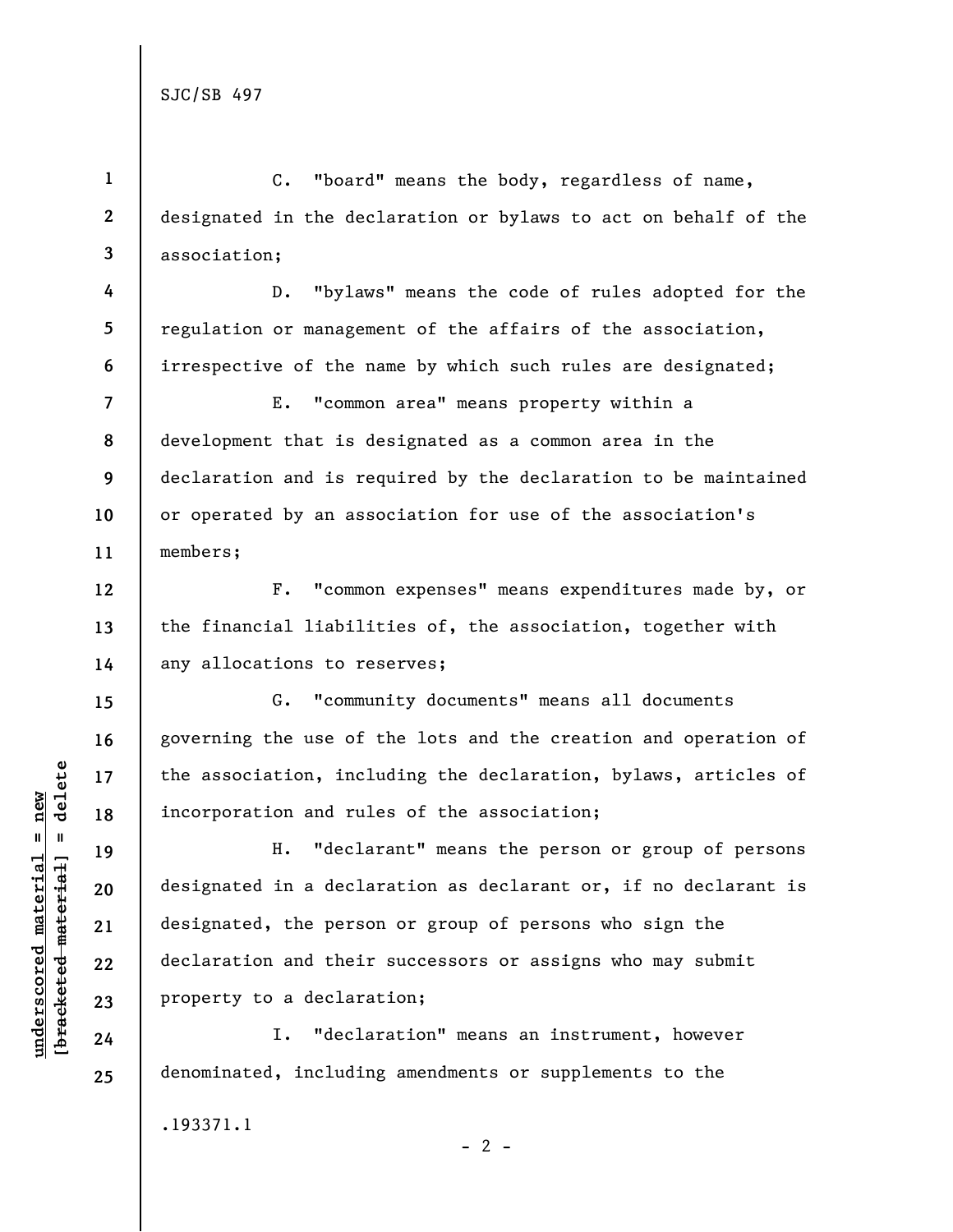C. "board" means the body, regardless of name, designated in the declaration or bylaws to act on behalf of the association;

D. "bylaws" means the code of rules adopted for the regulation or management of the affairs of the association, irrespective of the name by which such rules are designated;

E. "common area" means property within a development that is designated as a common area in the declaration and is required by the declaration to be maintained or operated by an association for use of the association's members;

F. "common expenses" means expenditures made by, or the financial liabilities of, the association, together with any allocations to reserves;

G. "community documents" means all documents governing the use of the lots and the creation and operation of the association, including the declaration, bylaws, articles of incorporation and rules of the association;

H. "declarant" means the person or group of persons designated in a declaration as declarant or, if no declarant is designated, the person or group of persons who sign the declaration and their successors or assigns who may submit property to a declaration;

I. "declaration" means an instrument, however denominated, including amendments or supplements to the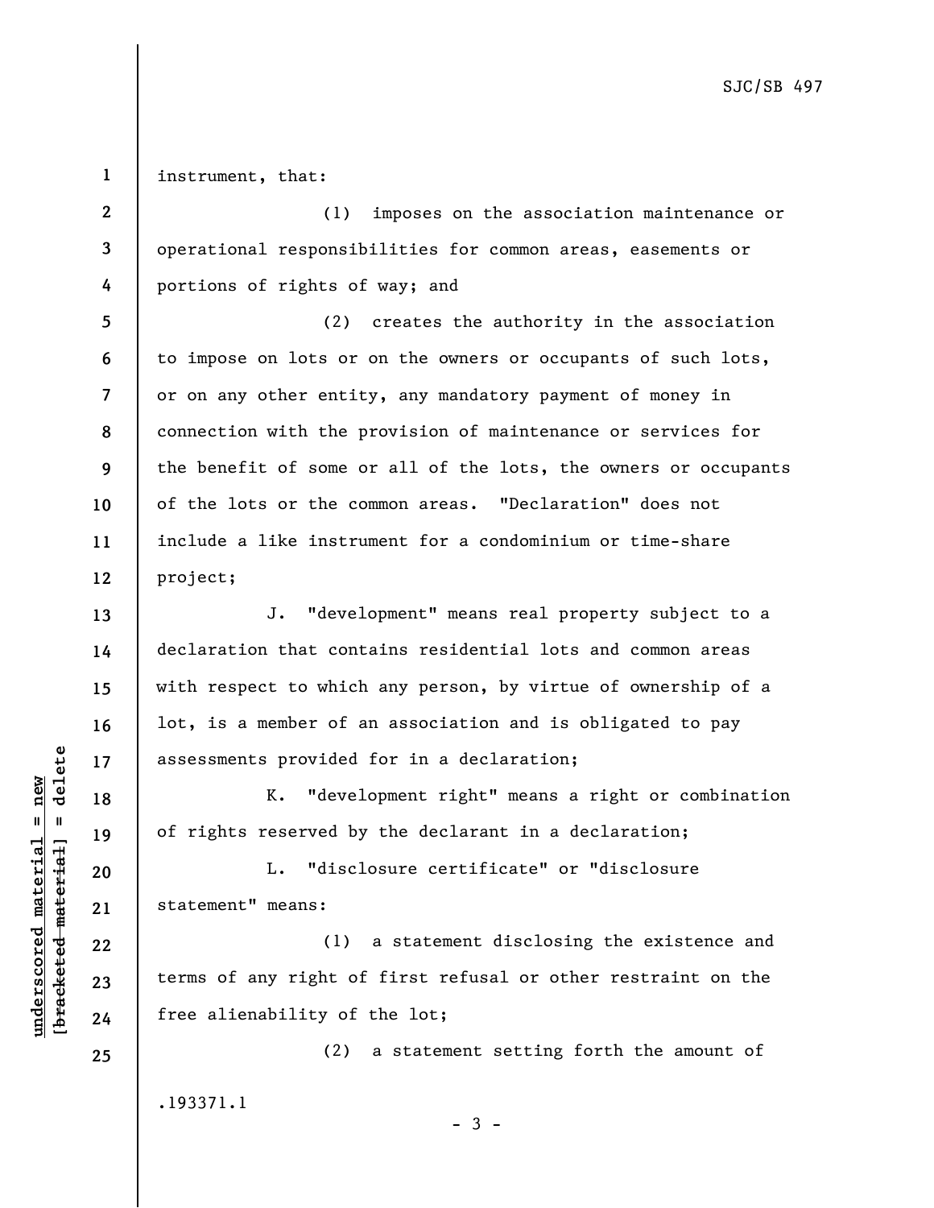instrument, that:

(1) imposes on the association maintenance or operational responsibilities for common areas, easements or portions of rights of way; and

(2) creates the authority in the association to impose on lots or on the owners or occupants of such lots, or on any other entity, any mandatory payment of money in connection with the provision of maintenance or services for the benefit of some or all of the lots, the owners or occupants of the lots or the common areas. "Declaration" does not include a like instrument for a condominium or time-share project;

J. "development" means real property subject to a declaration that contains residential lots and common areas with respect to which any person, by virtue of ownership of a lot, is a member of an association and is obligated to pay assessments provided for in a declaration;

K. "development right" means a right or combination of rights reserved by the declarant in a declaration;

L. "disclosure certificate" or "disclosure statement" means:

(1) a statement disclosing the existence and terms of any right of first refusal or other restraint on the free alienability of the lot;

(2) a statement setting forth the amount of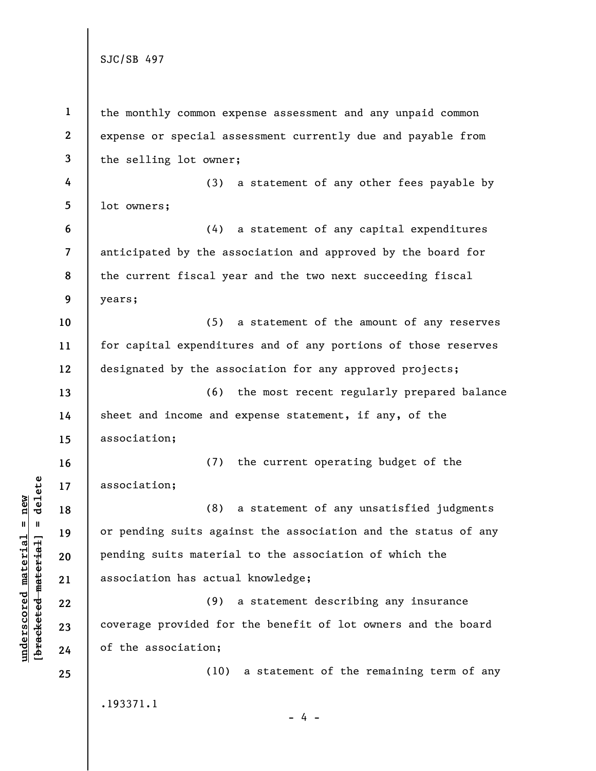the monthly common expense assessment and any unpaid common expense or special assessment currently due and payable from the selling lot owner;

(3) a statement of any other fees payable by lot owners;

(4) a statement of any capital expenditures anticipated by the association and approved by the board for the current fiscal year and the two next succeeding fiscal years;

(5) a statement of the amount of any reserves for capital expenditures and of any portions of those reserves designated by the association for any approved projects;

(6) the most recent regularly prepared balance sheet and income and expense statement, if any, of the association;

(7) the current operating budget of the association;

(8) a statement of any unsatisfied judgments or pending suits against the association and the status of any pending suits material to the association of which the association has actual knowledge;

(9) a statement describing any insurance coverage provided for the benefit of lot owners and the board of the association;

(10) a statement of the remaining term of any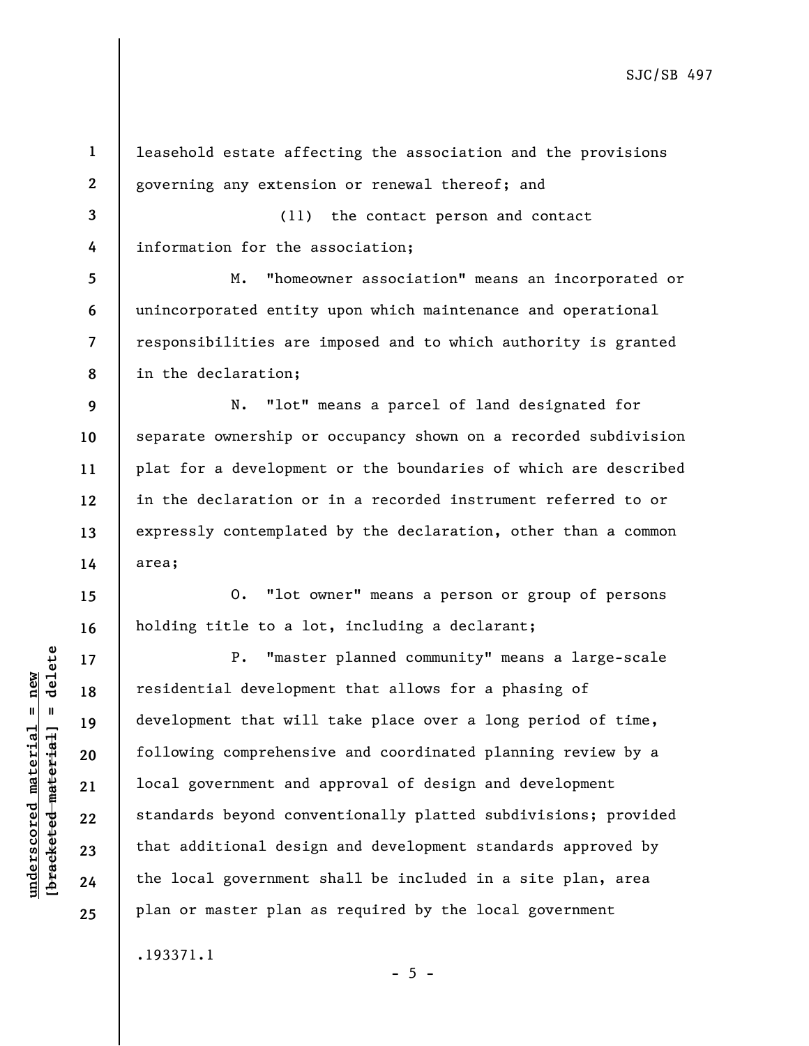leasehold estate affecting the association and the provisions governing any extension or renewal thereof; and

(11) the contact person and contact information for the association;

M. "homeowner association" means an incorporated or unincorporated entity upon which maintenance and operational responsibilities are imposed and to which authority is granted in the declaration;

N. "lot" means a parcel of land designated for separate ownership or occupancy shown on a recorded subdivision plat for a development or the boundaries of which are described in the declaration or in a recorded instrument referred to or expressly contemplated by the declaration, other than a common area;

O. "lot owner" means a person or group of persons holding title to a lot, including a declarant;

P. "master planned community" means a large-scale residential development that allows for a phasing of development that will take place over a long period of time, following comprehensive and coordinated planning review by a local government and approval of design and development standards beyond conventionally platted subdivisions; provided that additional design and development standards approved by the local government shall be included in a site plan, area plan or master plan as required by the local government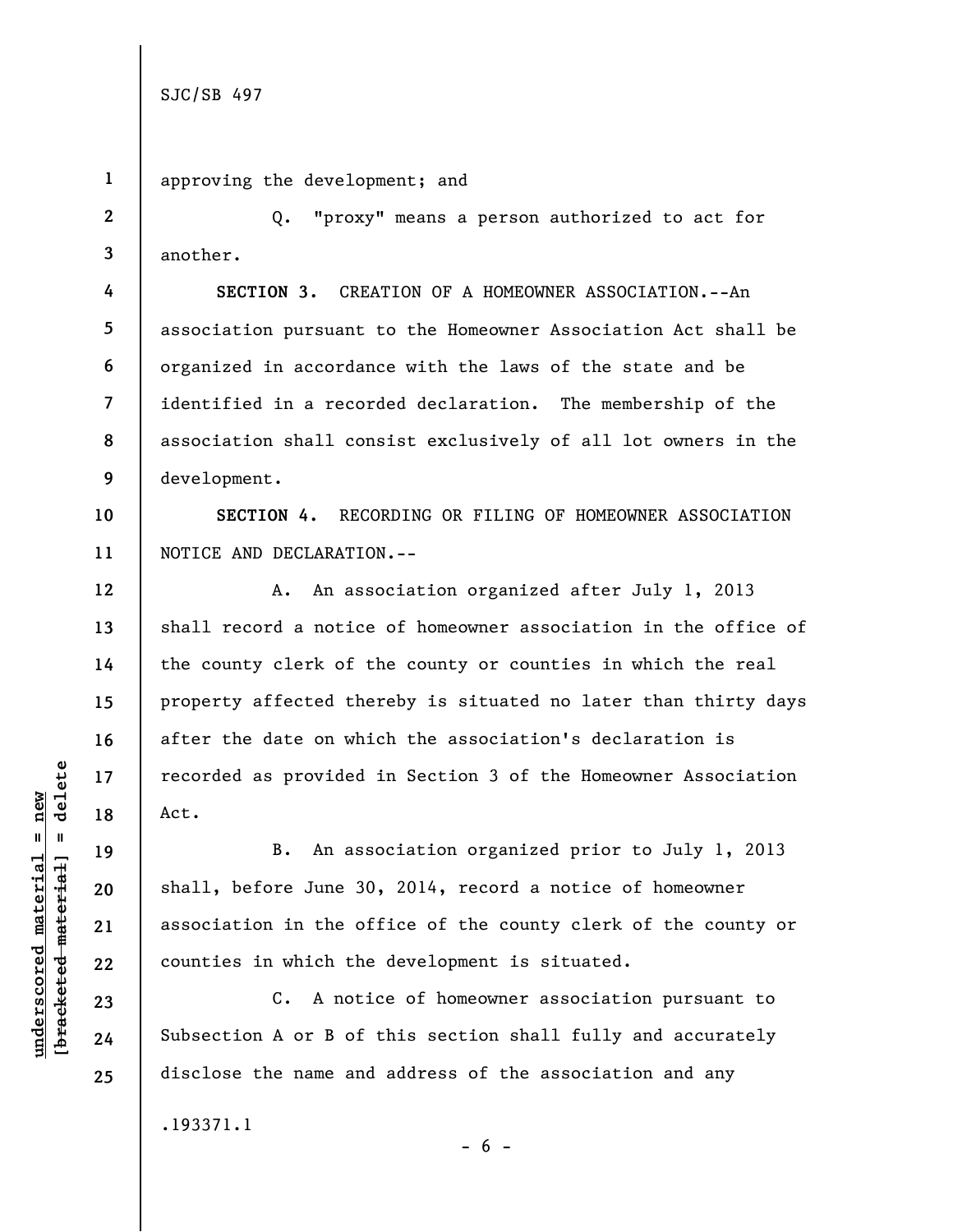approving the development; and

Q. "proxy" means a person authorized to act for another.

**SECTION 3.** CREATION OF A HOMEOWNER ASSOCIATION.--An association pursuant to the Homeowner Association Act shall be organized in accordance with the laws of the state and be identified in a recorded declaration. The membership of the association shall consist exclusively of all lot owners in the development.

**SECTION 4.** RECORDING OR FILING OF HOMEOWNER ASSOCIATION NOTICE AND DECLARATION.--

A. An association organized after July 1, 2013 shall record a notice of homeowner association in the office of the county clerk of the county or counties in which the real property affected thereby is situated no later than thirty days after the date on which the association's declaration is recorded as provided in Section 3 of the Homeowner Association Act.

B. An association organized prior to July 1, 2013 shall, before June 30, 2014, record a notice of homeowner association in the office of the county clerk of the county or counties in which the development is situated.

C. A notice of homeowner association pursuant to Subsection A or B of this section shall fully and accurately disclose the name and address of the association and any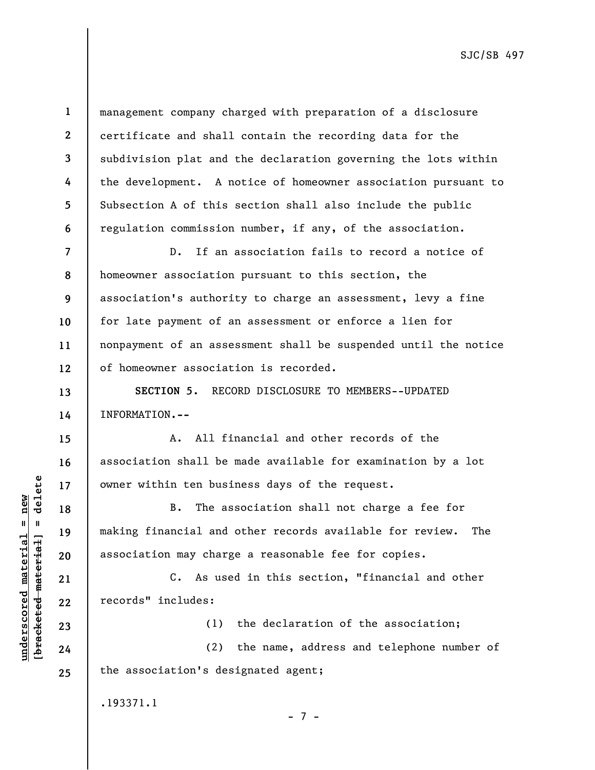management company charged with preparation of a disclosure certificate and shall contain the recording data for the subdivision plat and the declaration governing the lots within the development. A notice of homeowner association pursuant to Subsection A of this section shall also include the public regulation commission number, if any, of the association.

D. If an association fails to record a notice of homeowner association pursuant to this section, the association's authority to charge an assessment, levy a fine for late payment of an assessment or enforce a lien for nonpayment of an assessment shall be suspended until the notice of homeowner association is recorded.

**SECTION 5.** RECORD DISCLOSURE TO MEMBERS--UPDATED INFORMATION.--

A. All financial and other records of the association shall be made available for examination by a lot owner within ten business days of the request.

B. The association shall not charge a fee for making financial and other records available for review. The association may charge a reasonable fee for copies.

C. As used in this section, "financial and other records" includes:

(1) the declaration of the association;

(2) the name, address and telephone number of the association's designated agent;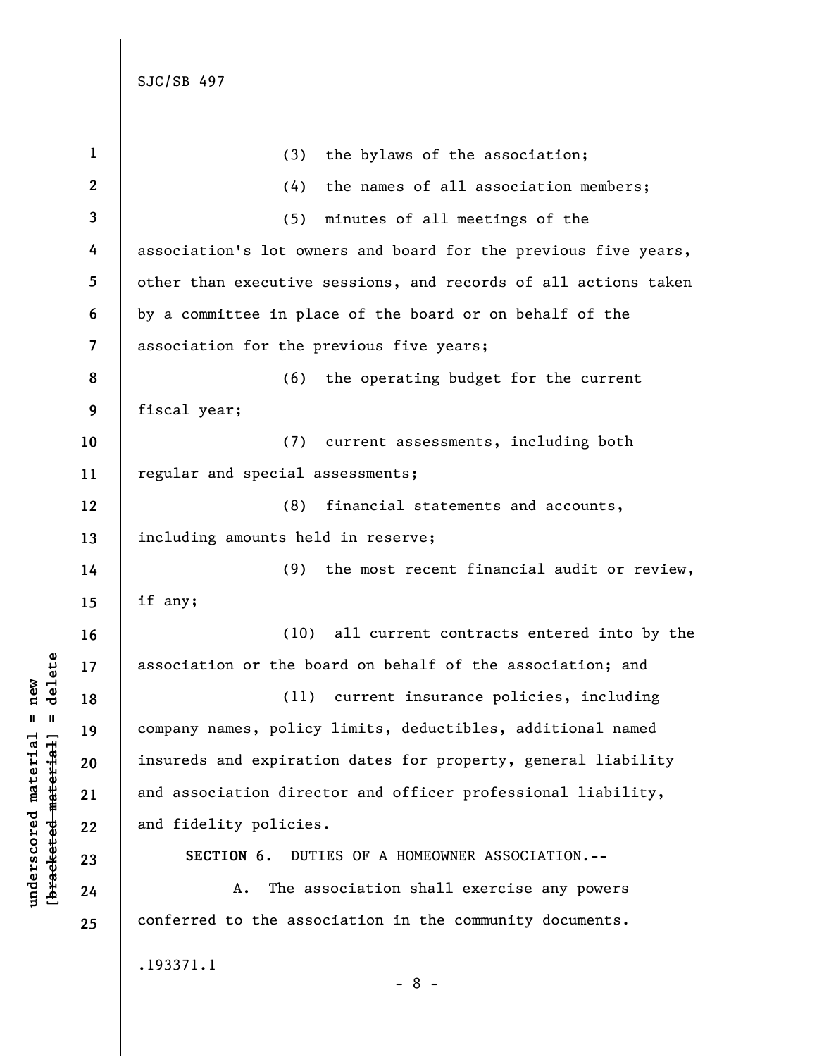(3) the bylaws of the association;

(4) the names of all association members;

(5) minutes of all meetings of the association's lot owners and board for the previous five years, other than executive sessions, and records of all actions taken by a committee in place of the board or on behalf of the association for the previous five years;

(6) the operating budget for the current fiscal year;

(7) current assessments, including both regular and special assessments;

(8) financial statements and accounts, including amounts held in reserve;

(9) the most recent financial audit or review, if any;

(10) all current contracts entered into by the association or the board on behalf of the association; and

(11) current insurance policies, including company names, policy limits, deductibles, additional named insureds and expiration dates for property, general liability and association director and officer professional liability, and fidelity policies.

**SECTION 6.** DUTIES OF A HOMEOWNER ASSOCIATION.--

A. The association shall exercise any powers conferred to the association in the community documents.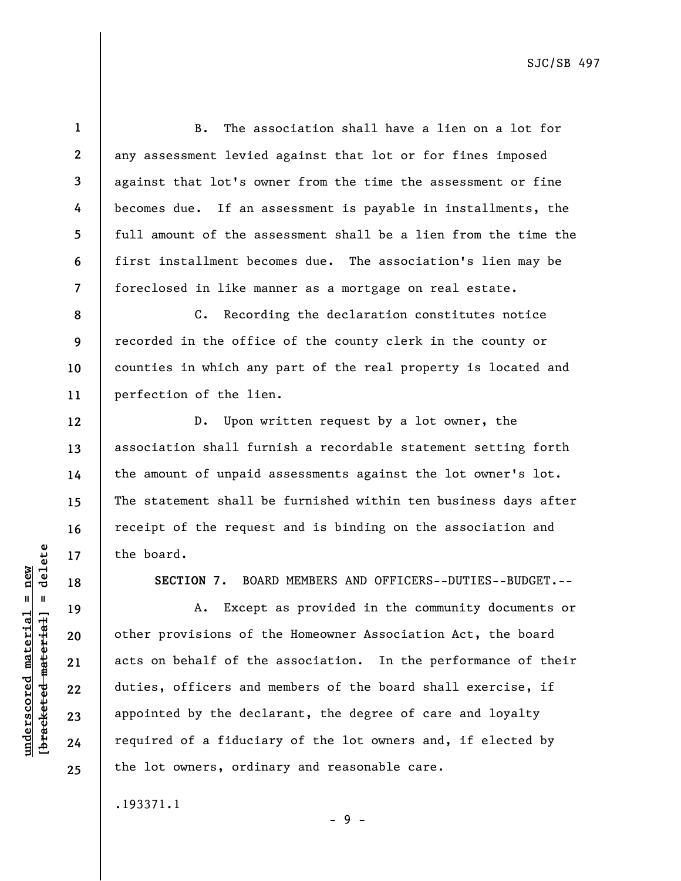B. The association shall have a lien on a lot for any assessment levied against that lot or for fines imposed against that lot's owner from the time the assessment or fine becomes due. If an assessment is payable in installments, the full amount of the assessment shall be a lien from the time the first installment becomes due. The association's lien may be foreclosed in like manner as a mortgage on real estate.

C. Recording the declaration constitutes notice recorded in the office of the county clerk in the county or counties in which any part of the real property is located and perfection of the lien.

D. Upon written request by a lot owner, the association shall furnish a recordable statement setting forth the amount of unpaid assessments against the lot owner's lot. The statement shall be furnished within ten business days after receipt of the request and is binding on the association and the board.

**SECTION 7.** BOARD MEMBERS AND OFFICERS--DUTIES--BUDGET.--

A. Except as provided in the community documents or other provisions of the Homeowner Association Act, the board acts on behalf of the association. In the performance of their duties, officers and members of the board shall exercise, if appointed by the declarant, the degree of care and loyalty required of a fiduciary of the lot owners and, if elected by the lot owners, ordinary and reasonable care.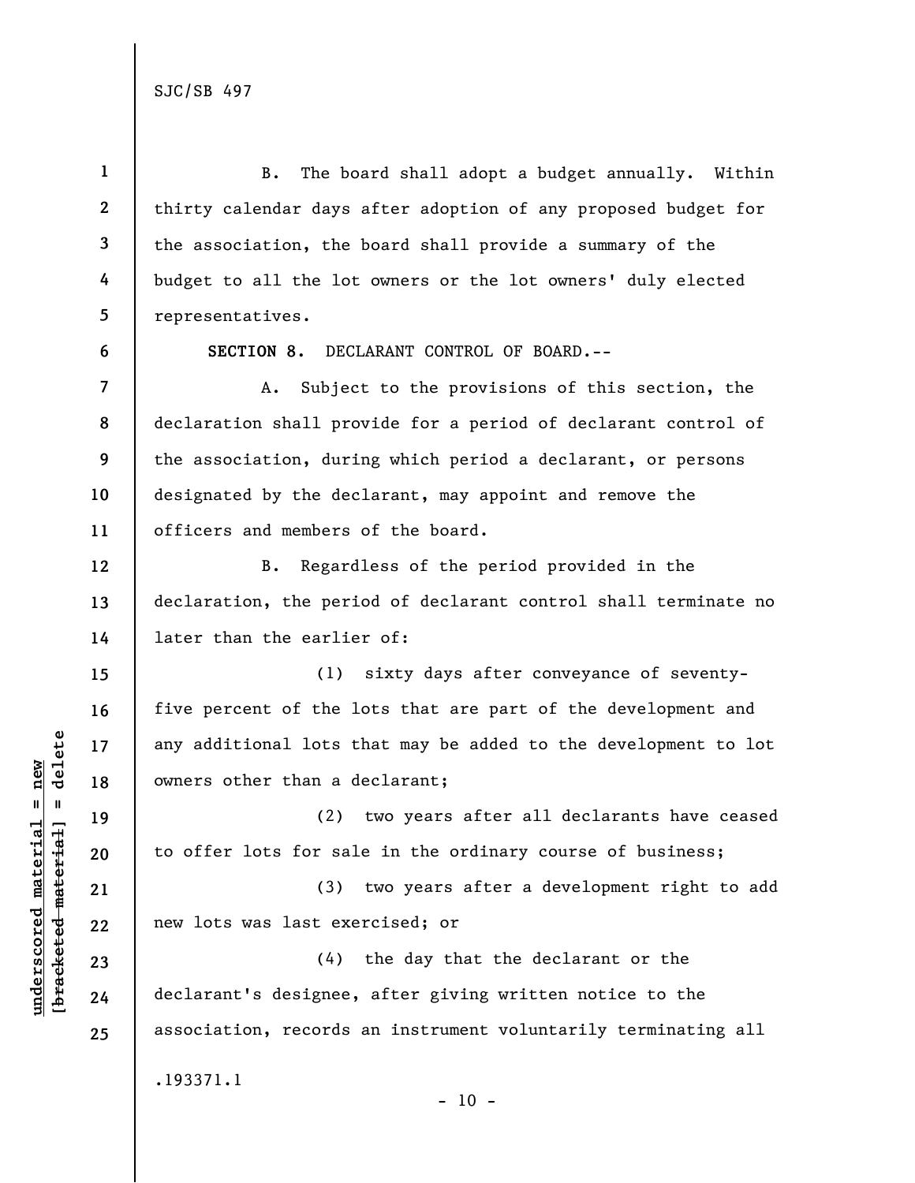B. The board shall adopt a budget annually. Within thirty calendar days after adoption of any proposed budget for the association, the board shall provide a summary of the budget to all the lot owners or the lot owners' duly elected representatives.

**SECTION 8.** DECLARANT CONTROL OF BOARD.--

A. Subject to the provisions of this section, the declaration shall provide for a period of declarant control of the association, during which period a declarant, or persons designated by the declarant, may appoint and remove the officers and members of the board.

B. Regardless of the period provided in the declaration, the period of declarant control shall terminate no later than the earlier of:

(1) sixty days after conveyance of seventy-five percent of the lots that are part of the development and any additional lots that may be added to the development to lot owners other than a declarant;

(2) two years after all declarants have ceased to offer lots for sale in the ordinary course of business;

(3) two years after a development right to add new lots was last exercised; or

(4) the day that the declarant or the declarant's designee, after giving written notice to the association, records an instrument voluntarily terminating all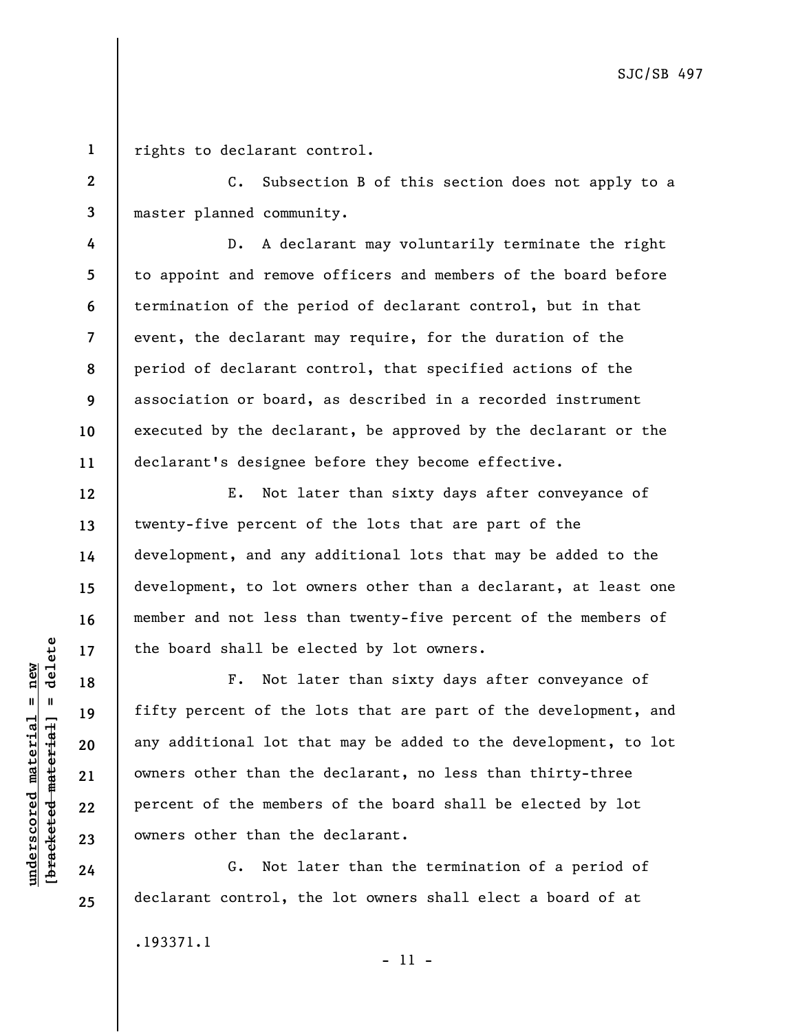rights to declarant control.

C. Subsection B of this section does not apply to a master planned community.

D. A declarant may voluntarily terminate the right to appoint and remove officers and members of the board before termination of the period of declarant control, but in that event, the declarant may require, for the duration of the period of declarant control, that specified actions of the association or board, as described in a recorded instrument executed by the declarant, be approved by the declarant or the declarant's designee before they become effective.

E. Not later than sixty days after conveyance of twenty-five percent of the lots that are part of the development, and any additional lots that may be added to the development, to lot owners other than a declarant, at least one member and not less than twenty-five percent of the members of the board shall be elected by lot owners.

F. Not later than sixty days after conveyance of fifty percent of the lots that are part of the development, and any additional lot that may be added to the development, to lot owners other than the declarant, no less than thirty-three percent of the members of the board shall be elected by lot owners other than the declarant.

G. Not later than the termination of a period of declarant control, the lot owners shall elect a board of at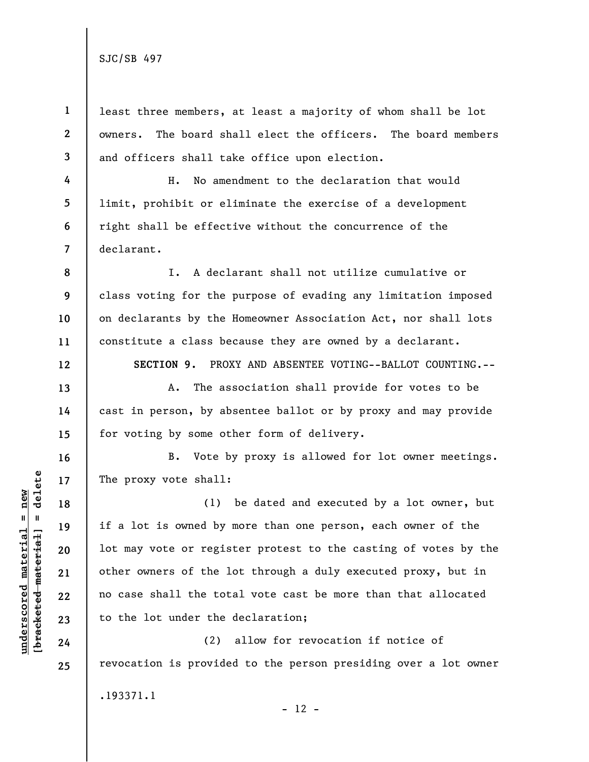least three members, at least a majority of whom shall be lot owners. The board shall elect the officers. The board members and officers shall take office upon election.

H. No amendment to the declaration that would limit, prohibit or eliminate the exercise of a development right shall be effective without the concurrence of the declarant.

I. A declarant shall not utilize cumulative or class voting for the purpose of evading any limitation imposed on declarants by the Homeowner Association Act, nor shall lots constitute a class because they are owned by a declarant.

**SECTION 9.** PROXY AND ABSENTEE VOTING--BALLOT COUNTING.--

A. The association shall provide for votes to be cast in person, by absentee ballot or by proxy and may provide for voting by some other form of delivery.

B. Vote by proxy is allowed for lot owner meetings. The proxy vote shall:

(1) be dated and executed by a lot owner, but if a lot is owned by more than one person, each owner of the lot may vote or register protest to the casting of votes by the other owners of the lot through a duly executed proxy, but in no case shall the total vote cast be more than that allocated to the lot under the declaration;

(2) allow for revocation if notice of revocation is provided to the person presiding over a lot owner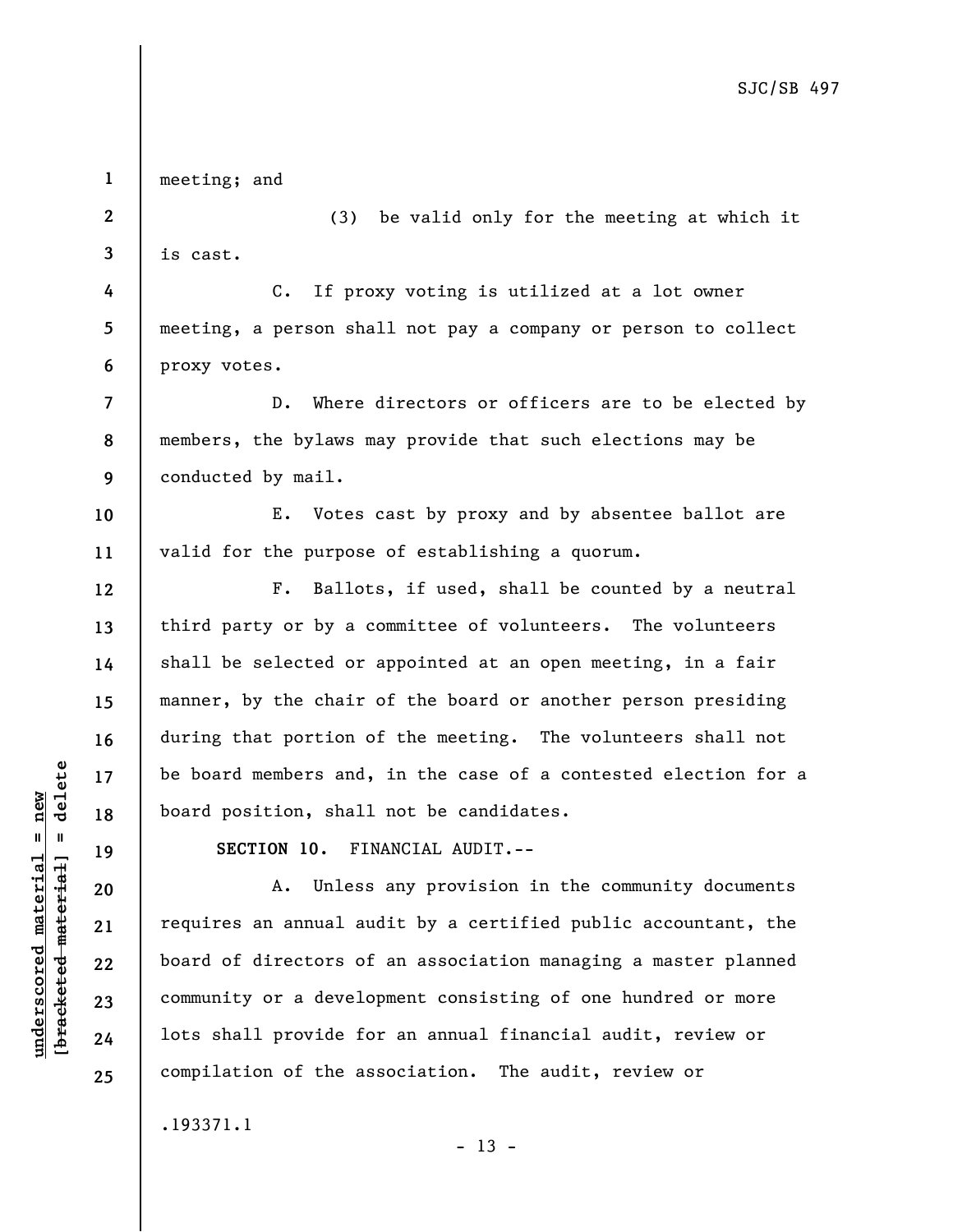meeting; and

(3) be valid only for the meeting at which it is cast.

C. If proxy voting is utilized at a lot owner meeting, a person shall not pay a company or person to collect proxy votes.

D. Where directors or officers are to be elected by members, the bylaws may provide that such elections may be conducted by mail.

E. Votes cast by proxy and by absentee ballot are valid for the purpose of establishing a quorum.

F. Ballots, if used, shall be counted by a neutral third party or by a committee of volunteers. The volunteers shall be selected or appointed at an open meeting, in a fair manner, by the chair of the board or another person presiding during that portion of the meeting. The volunteers shall not be board members and, in the case of a contested election for a board position, shall not be candidates.

**SECTION 10.** FINANCIAL AUDIT.--

A. Unless any provision in the community documents requires an annual audit by a certified public accountant, the board of directors of an association managing a master planned community or a development consisting of one hundred or more lots shall provide for an annual financial audit, review or compilation of the association. The audit, review or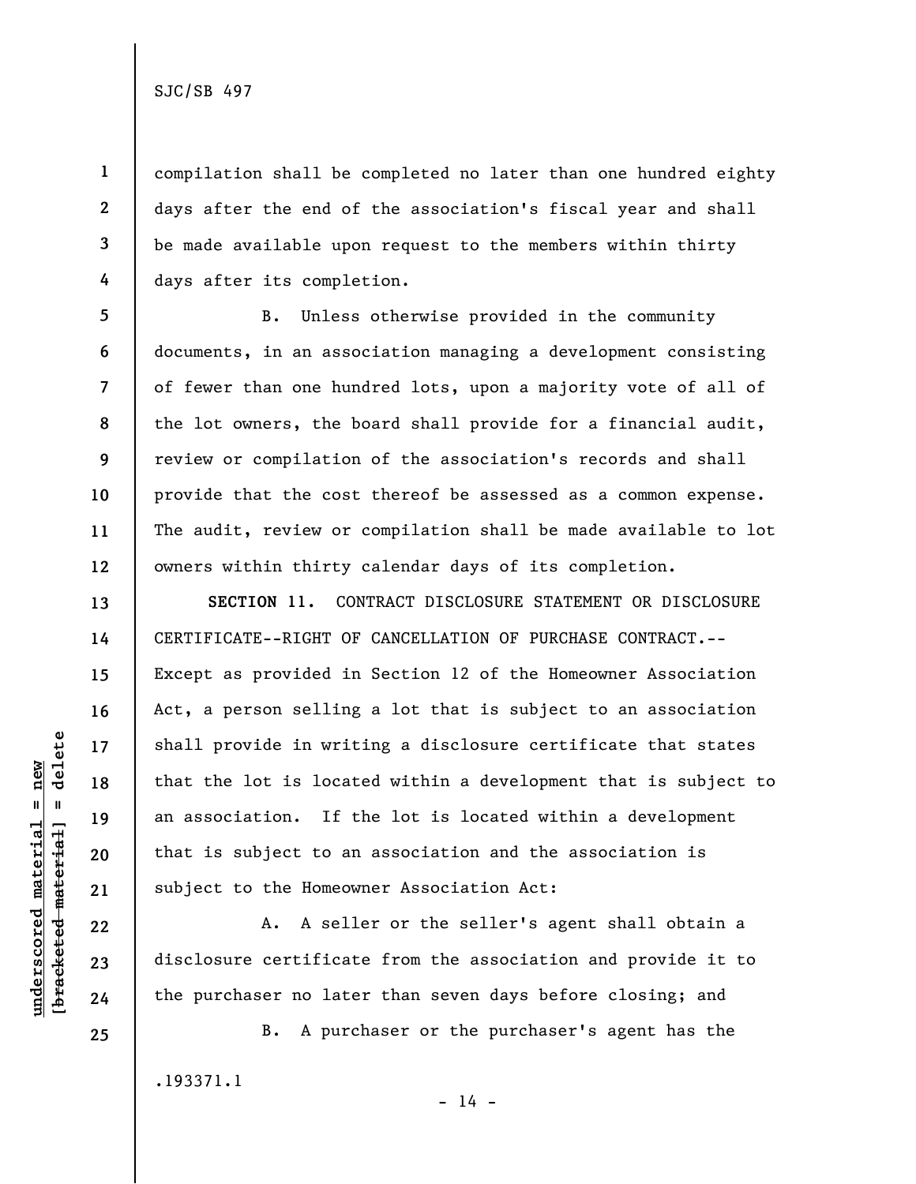compilation shall be completed no later than one hundred eighty days after the end of the association's fiscal year and shall be made available upon request to the members within thirty days after its completion.

B. Unless otherwise provided in the community documents, in an association managing a development consisting of fewer than one hundred lots, upon a majority vote of all of the lot owners, the board shall provide for a financial audit, review or compilation of the association's records and shall provide that the cost thereof be assessed as a common expense. The audit, review or compilation shall be made available to lot owners within thirty calendar days of its completion.

**SECTION 11.** CONTRACT DISCLOSURE STATEMENT OR DISCLOSURE CERTIFICATE--RIGHT OF CANCELLATION OF PURCHASE CONTRACT.--Except as provided in Section 12 of the Homeowner Association Act, a person selling a lot that is subject to an association shall provide in writing a disclosure certificate that states that the lot is located within a development that is subject to an association. If the lot is located within a development that is subject to an association and the association is subject to the Homeowner Association Act:

A. A seller or the seller's agent shall obtain a disclosure certificate from the association and provide it to the purchaser no later than seven days before closing; and

B. A purchaser or the purchaser's agent has the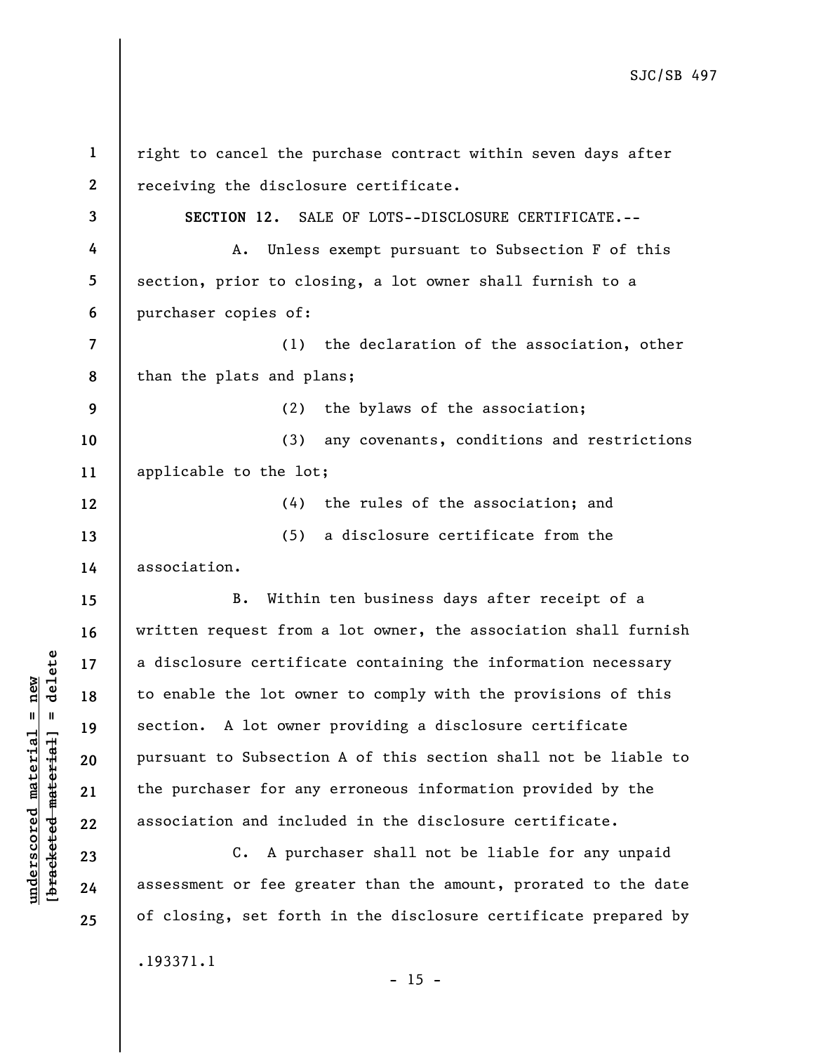right to cancel the purchase contract within seven days after receiving the disclosure certificate.

**SECTION 12.** SALE OF LOTS--DISCLOSURE CERTIFICATE.--

A. Unless exempt pursuant to Subsection F of this section, prior to closing, a lot owner shall furnish to a purchaser copies of:

(1) the declaration of the association, other than the plats and plans;

(2) the bylaws of the association;

(3) any covenants, conditions and restrictions applicable to the lot;

(4) the rules of the association; and

(5) a disclosure certificate from the association.

B. Within ten business days after receipt of a written request from a lot owner, the association shall furnish a disclosure certificate containing the information necessary to enable the lot owner to comply with the provisions of this section. A lot owner providing a disclosure certificate pursuant to Subsection A of this section shall not be liable to the purchaser for any erroneous information provided by the association and included in the disclosure certificate.

C. A purchaser shall not be liable for any unpaid assessment or fee greater than the amount, prorated to the date of closing, set forth in the disclosure certificate prepared by

.193371.1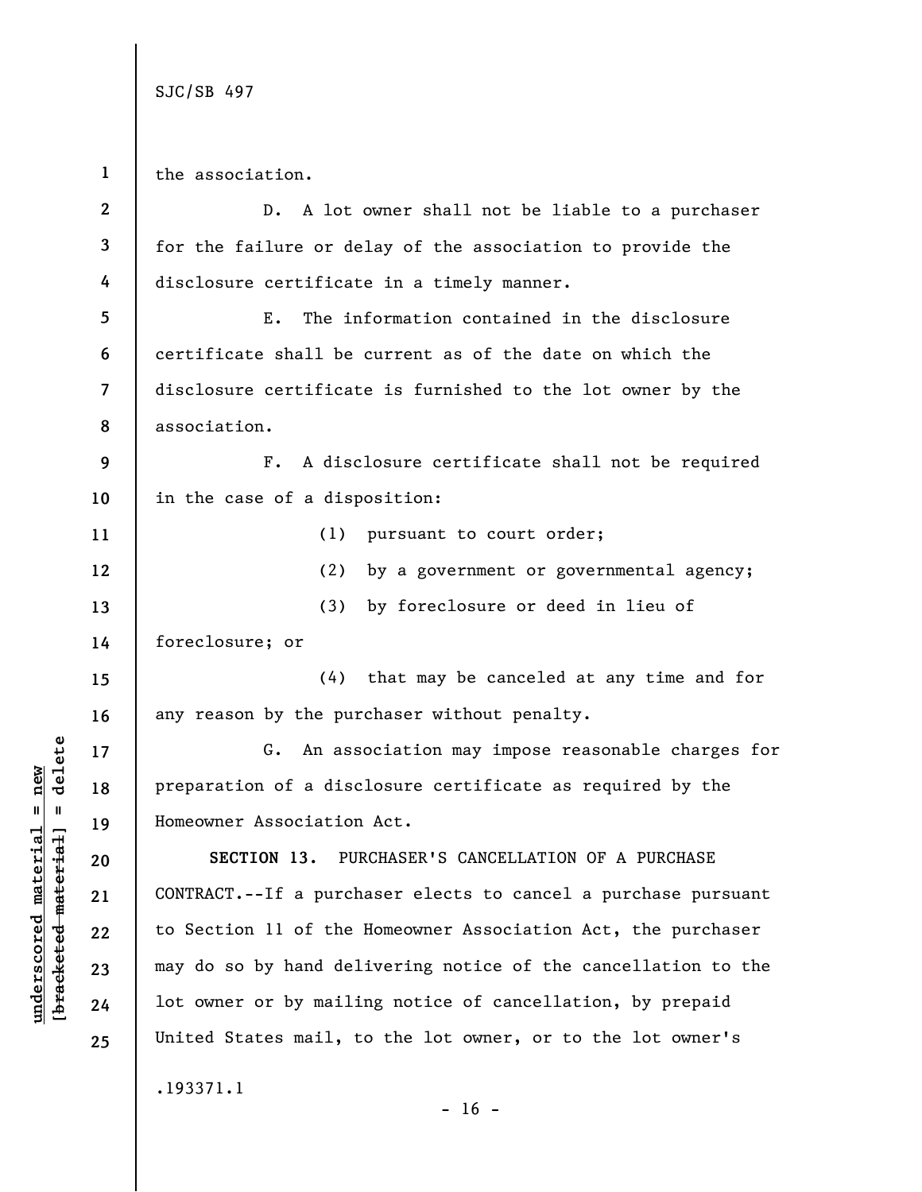the association.

D. A lot owner shall not be liable to a purchaser for the failure or delay of the association to provide the disclosure certificate in a timely manner.

E. The information contained in the disclosure certificate shall be current as of the date on which the disclosure certificate is furnished to the lot owner by the association.

F. A disclosure certificate shall not be required in the case of a disposition:

(1) pursuant to court order;

(2) by a government or governmental agency;

(3) by foreclosure or deed in lieu of foreclosure; or

(4) that may be canceled at any time and for any reason by the purchaser without penalty.

G. An association may impose reasonable charges for preparation of a disclosure certificate as required by the Homeowner Association Act.

**SECTION 13.** PURCHASER'S CANCELLATION OF A PURCHASE CONTRACT.--If a purchaser elects to cancel a purchase pursuant to Section 11 of the Homeowner Association Act, the purchaser may do so by hand delivering notice of the cancellation to the lot owner or by mailing notice of cancellation, by prepaid United States mail, to the lot owner, or to the lot owner's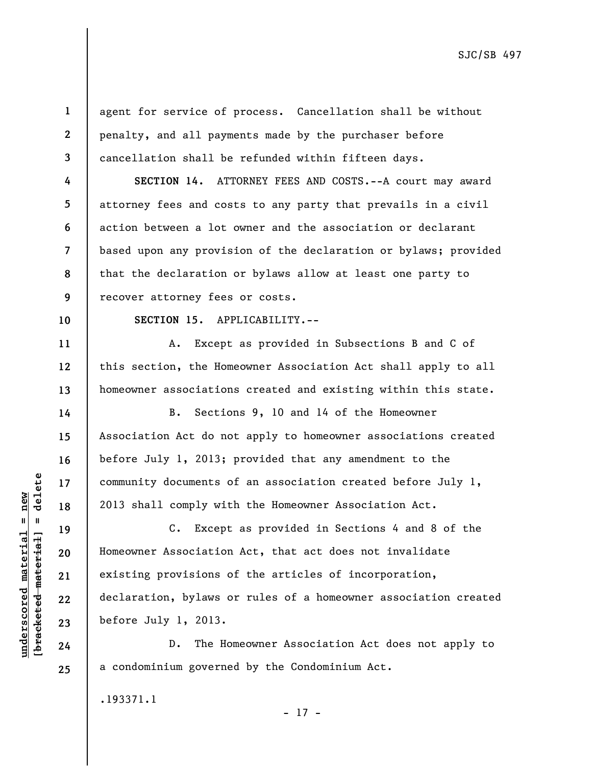agent for service of process. Cancellation shall be without penalty, and all payments made by the purchaser before cancellation shall be refunded within fifteen days.

**SECTION 14.** ATTORNEY FEES AND COSTS.--A court may award attorney fees and costs to any party that prevails in a civil action between a lot owner and the association or declarant based upon any provision of the declaration or bylaws; provided that the declaration or bylaws allow at least one party to recover attorney fees or costs.

**SECTION 15.** APPLICABILITY.--

A. Except as provided in Subsections B and C of this section, the Homeowner Association Act shall apply to all homeowner associations created and existing within this state.

B. Sections 9, 10 and 14 of the Homeowner Association Act do not apply to homeowner associations created before July 1, 2013; provided that any amendment to the community documents of an association created before July 1, 2013 shall comply with the Homeowner Association Act.

C. Except as provided in Sections 4 and 8 of the Homeowner Association Act, that act does not invalidate existing provisions of the articles of incorporation, declaration, bylaws or rules of a homeowner association created before July 1, 2013.

D. The Homeowner Association Act does not apply to a condominium governed by the Condominium Act.

.193371.1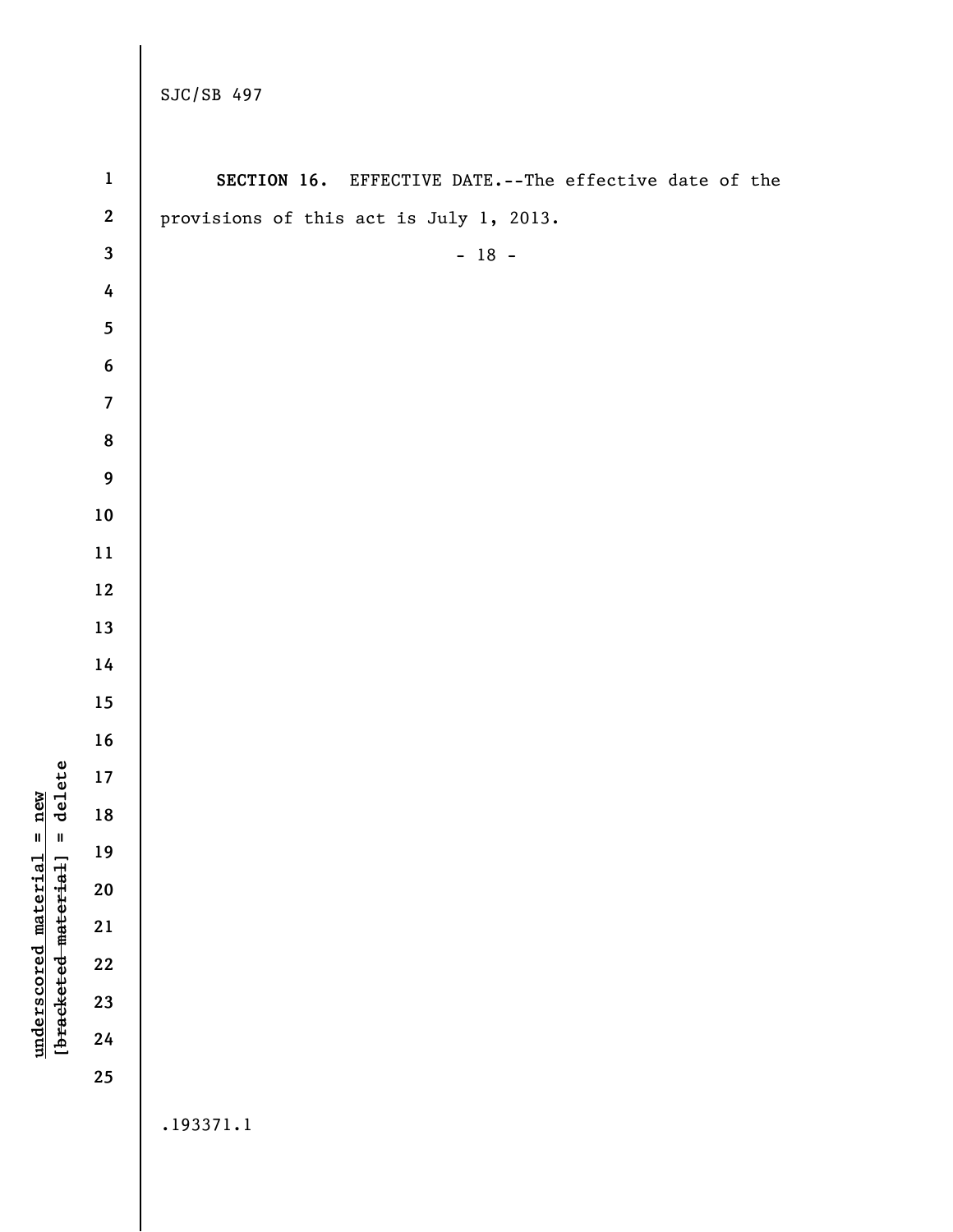**SECTION 16.** EFFECTIVE DATE.--The effective date of the provisions of this act is July 1, 2013.